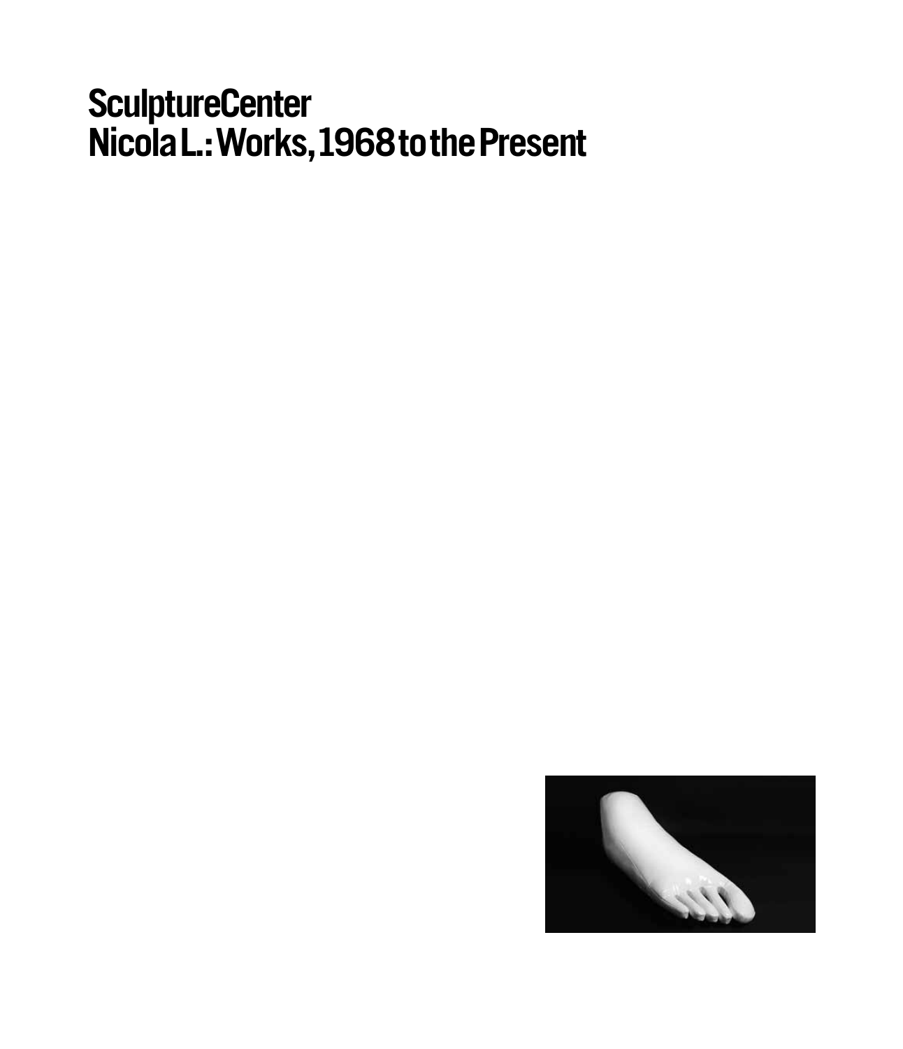# SculptureCenter
# Nicola L.: Works, 1968 to the Present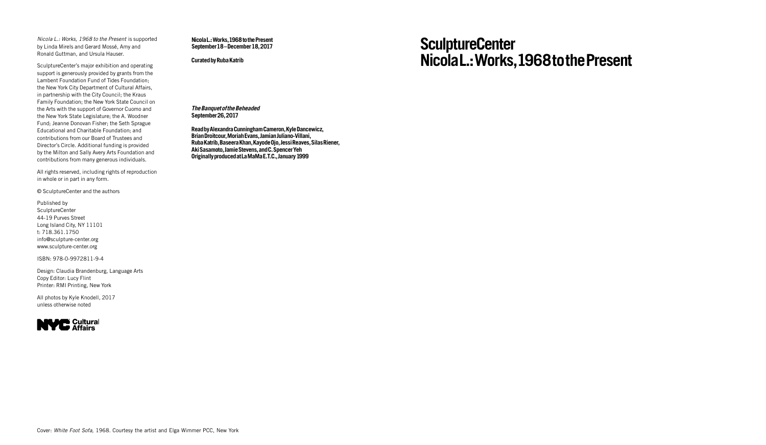*Nicola L.: Works, 1968 to the Present* is supported by Linda Mirels and Gerard Mossé, Amy and Ronald Guttman, and Ursula Hauser.

SculptureCenter's major exhibition and operating support is generously provided by grants from the Lambent Foundation Fund of Tides Foundation; the New York City Department of Cultural Affairs, in partnership with the City Council; the Kraus Family Foundation; the New York State Council on the Arts with the support of Governor Cuomo and the New York State Legislature; the A. Woodner Fund; Jeanne Donovan Fisher; the Seth Sprague Educational and Charitable Foundation; and contributions from our Board of Trustees and Director's Circle. Additional funding is provided by the Milton and Sally Avery Arts Foundation and contributions from many generous individuals.

All rights reserved, including rights of reproduction in whole or in part in any form.

© SculptureCenter and the authors

Published by
SculptureCenter
44-19 Purves Street
Long Island City, NY 11101
t: 718.361.1750
info@sculpture-center.org
www.sculpture-center.org

ISBN: 978-0-9972811-9-4

Design: Claudia Brandenburg, Language Arts
Copy Editor: Lucy Flint
Printer: RMI Printing, New York

All photos by Kyle Knodell, 2017
unless otherwise noted

NYC Cultural Affairs

**Nicola L.: Works, 1968 to the Present**
**September 18–December 18, 2017**

**Curated by Ruba Katrib**

***The Banquet of the Beheaded***
**September 26, 2017**

**Read by Alexandra Cunningham Cameron, Kyle Dancewicz, Brian Droitcour, Moriah Evans, Jamian Juliano-Villani, Ruba Katrib, Baseera Khan, Kayode Ojo, Jessi Reaves, Silas Riener, Aki Sasamoto, Jamie Stevens, and C. Spencer Yeh**
**Originally produced at La MaMa E.T.C., January 1999**

# SculptureCenter
# Nicola L.: Works, 1968 to the Present

Cover: *White Foot Sofa*, 1968. Courtesy the artist and Elga Wimmer PCC, New York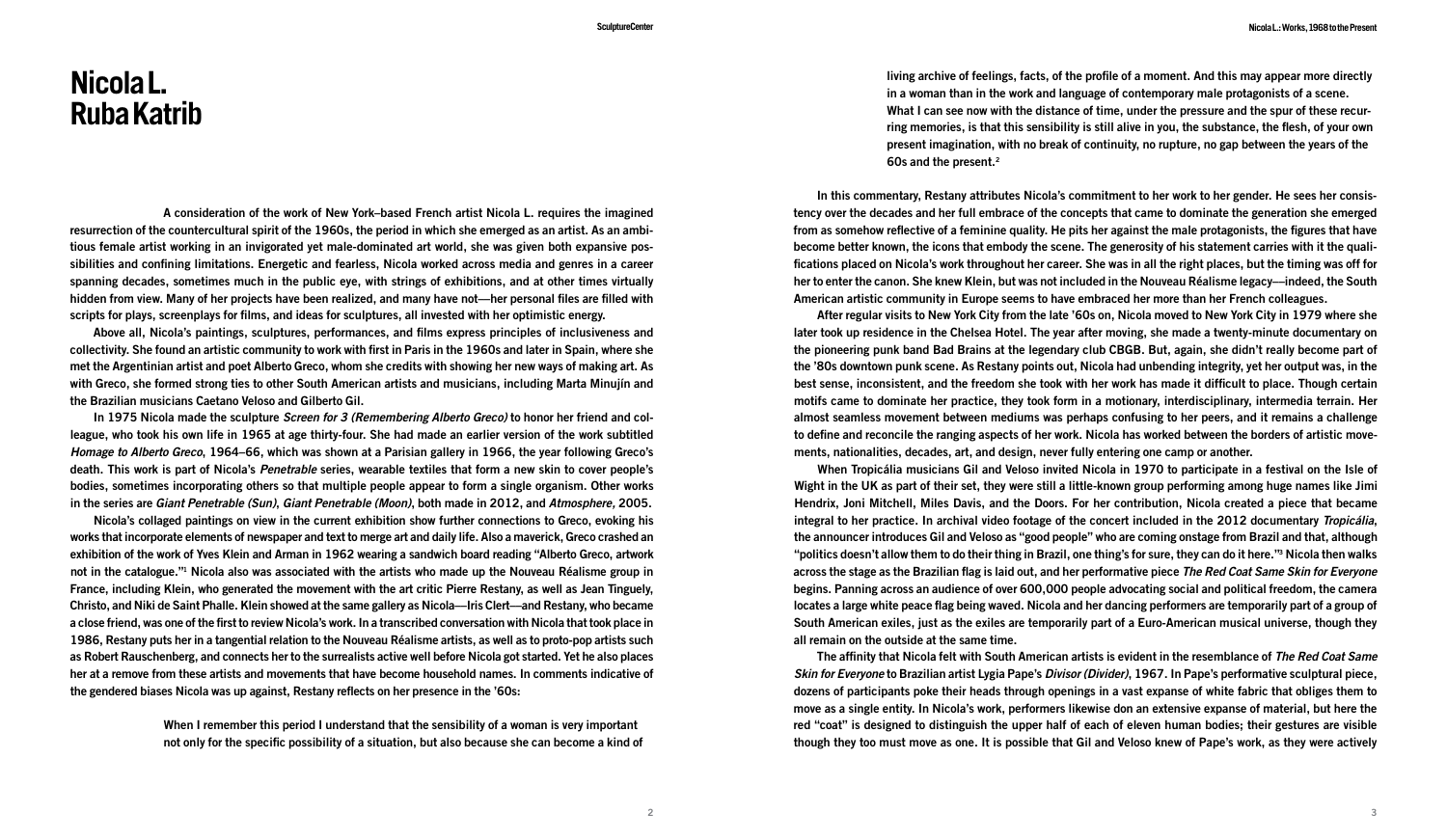# Nicola L.
# Ruba Katrib

A consideration of the work of New York–based French artist Nicola L. requires the imagined resurrection of the countercultural spirit of the 1960s, the period in which she emerged as an artist. As an ambitious female artist working in an invigorated yet male-dominated art world, she was given both expansive possibilities and confining limitations. Energetic and fearless, Nicola worked across media and genres in a career spanning decades, sometimes much in the public eye, with strings of exhibitions, and at other times virtually hidden from view. Many of her projects have been realized, and many have not—her personal files are filled with scripts for plays, screenplays for films, and ideas for sculptures, all invested with her optimistic energy.

Above all, Nicola's paintings, sculptures, performances, and films express principles of inclusiveness and collectivity. She found an artistic community to work with first in Paris in the 1960s and later in Spain, where she met the Argentinian artist and poet Alberto Greco, whom she credits with showing her new ways of making art. As with Greco, she formed strong ties to other South American artists and musicians, including Marta Minujín and the Brazilian musicians Caetano Veloso and Gilberto Gil.

In 1975 Nicola made the sculpture *Screen for 3 (Remembering Alberto Greco)* to honor her friend and colleague, who took his own life in 1965 at age thirty-four. She had made an earlier version of the work subtitled *Homage to Alberto Greco*, 1964–66, which was shown at a Parisian gallery in 1966, the year following Greco's death. This work is part of Nicola's *Penetrable* series, wearable textiles that form a new skin to cover people's bodies, sometimes incorporating others so that multiple people appear to form a single organism. Other works in the series are *Giant Penetrable (Sun)*, *Giant Penetrable (Moon)*, both made in 2012, and *Atmosphere,* 2005.

Nicola's collaged paintings on view in the current exhibition show further connections to Greco, evoking his works that incorporate elements of newspaper and text to merge art and daily life. Also a maverick, Greco crashed an exhibition of the work of Yves Klein and Arman in 1962 wearing a sandwich board reading "Alberto Greco, artwork not in the catalogue."[1] Nicola also was associated with the artists who made up the Nouveau Réalisme group in France, including Klein, who generated the movement with the art critic Pierre Restany, as well as Jean Tinguely, Christo, and Niki de Saint Phalle. Klein showed at the same gallery as Nicola—Iris Clert—and Restany, who became a close friend, was one of the first to review Nicola's work. In a transcribed conversation with Nicola that took place in 1986, Restany puts her in a tangential relation to the Nouveau Réalisme artists, as well as to proto-pop artists such as Robert Rauschenberg, and connects her to the surrealists active well before Nicola got started. Yet he also places her at a remove from these artists and movements that have become household names. In comments indicative of the gendered biases Nicola was up against, Restany reflects on her presence in the '60s:

> When I remember this period I understand that the sensibility of a woman is very important not only for the specific possibility of a situation, but also because she can become a kind of living archive of feelings, facts, of the profile of a moment. And this may appear more directly in a woman than in the work and language of contemporary male protagonists of a scene. What I can see now with the distance of time, under the pressure and the spur of these recurring memories, is that this sensibility is still alive in you, the substance, the flesh, of your own present imagination, with no break of continuity, no rupture, no gap between the years of the 60s and the present.[2]

In this commentary, Restany attributes Nicola's commitment to her work to her gender. He sees her consistency over the decades and her full embrace of the concepts that came to dominate the generation she emerged from as somehow reflective of a feminine quality. He pits her against the male protagonists, the figures that have become better known, the icons that embody the scene. The generosity of his statement carries with it the qualifications placed on Nicola's work throughout her career. She was in all the right places, but the timing was off for her to enter the canon. She knew Klein, but was not included in the Nouveau Réalisme legacy—indeed, the South American artistic community in Europe seems to have embraced her more than her French colleagues.

After regular visits to New York City from the late '60s on, Nicola moved to New York City in 1979 where she later took up residence in the Chelsea Hotel. The year after moving, she made a twenty-minute documentary on the pioneering punk band Bad Brains at the legendary club CBGB. But, again, she didn't really become part of the '80s downtown punk scene. As Restany points out, Nicola had unbending integrity, yet her output was, in the best sense, inconsistent, and the freedom she took with her work has made it difficult to place. Though certain motifs came to dominate her practice, they took form in a motionary, interdisciplinary, intermedia terrain. Her almost seamless movement between mediums was perhaps confusing to her peers, and it remains a challenge to define and reconcile the ranging aspects of her work. Nicola has worked between the borders of artistic movements, nationalities, decades, art, and design, never fully entering one camp or another.

When Tropicália musicians Gil and Veloso invited Nicola in 1970 to participate in a festival on the Isle of Wight in the UK as part of their set, they were still a little-known group performing among huge names like Jimi Hendrix, Joni Mitchell, Miles Davis, and the Doors. For her contribution, Nicola created a piece that became integral to her practice. In archival video footage of the concert included in the 2012 documentary *Tropicália*, the announcer introduces Gil and Veloso as "good people" who are coming onstage from Brazil and that, although "politics doesn't allow them to do their thing in Brazil, one thing's for sure, they can do it here."[3] Nicola then walks across the stage as the Brazilian flag is laid out, and her performative piece *The Red Coat Same Skin for Everyone* begins. Panning across an audience of over 600,000 people advocating social and political freedom, the camera locates a large white peace flag being waved. Nicola and her dancing performers are temporarily part of a group of South American exiles, just as the exiles are temporarily part of a Euro-American musical universe, though they all remain on the outside at the same time.

The affinity that Nicola felt with South American artists is evident in the resemblance of *The Red Coat Same Skin for Everyone* to Brazilian artist Lygia Pape's *Divisor (Divider)*, 1967. In Pape's performative sculptural piece, dozens of participants poke their heads through openings in a vast expanse of white fabric that obliges them to move as a single entity. In Nicola's work, performers likewise don an extensive expanse of material, but here the red "coat" is designed to distinguish the upper half of each of eleven human bodies; their gestures are visible though they too must move as one. It is possible that Gil and Veloso knew of Pape's work, as they were actively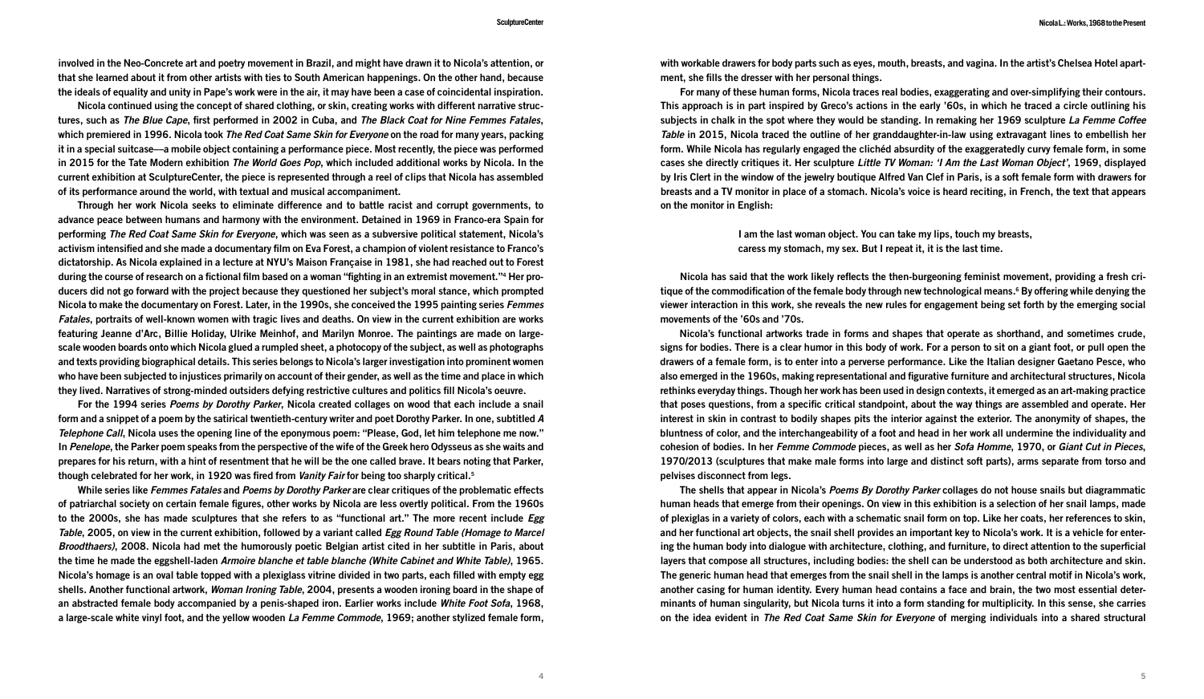involved in the Neo-Concrete art and poetry movement in Brazil, and might have drawn it to Nicola's attention, or that she learned about it from other artists with ties to South American happenings. On the other hand, because the ideals of equality and unity in Pape's work were in the air, it may have been a case of coincidental inspiration.

Nicola continued using the concept of shared clothing, or skin, creating works with different narrative structures, such as *The Blue Cape*, first performed in 2002 in Cuba, and *The Black Coat for Nine Femmes Fatales*, which premiered in 1996. Nicola took *The Red Coat Same Skin for Everyone* on the road for many years, packing it in a special suitcase—a mobile object containing a performance piece. Most recently, the piece was performed in 2015 for the Tate Modern exhibition *The World Goes Pop*, which included additional works by Nicola. In the current exhibition at SculptureCenter, the piece is represented through a reel of clips that Nicola has assembled of its performance around the world, with textual and musical accompaniment.

Through her work Nicola seeks to eliminate difference and to battle racist and corrupt governments, to advance peace between humans and harmony with the environment. Detained in 1969 in Franco-era Spain for performing *The Red Coat Same Skin for Everyone*, which was seen as a subversive political statement, Nicola's activism intensified and she made a documentary film on Eva Forest, a champion of violent resistance to Franco's dictatorship. As Nicola explained in a lecture at NYU's Maison Française in 1981, she had reached out to Forest during the course of research on a fictional film based on a woman "fighting in an extremist movement."[4] Her producers did not go forward with the project because they questioned her subject's moral stance, which prompted Nicola to make the documentary on Forest. Later, in the 1990s, she conceived the 1995 painting series *Femmes Fatales*, portraits of well-known women with tragic lives and deaths. On view in the current exhibition are works featuring Jeanne d'Arc, Billie Holiday, Ulrike Meinhof, and Marilyn Monroe. The paintings are made on large-scale wooden boards onto which Nicola glued a rumpled sheet, a photocopy of the subject, as well as photographs and texts providing biographical details. This series belongs to Nicola's larger investigation into prominent women who have been subjected to injustices primarily on account of their gender, as well as the time and place in which they lived. Narratives of strong-minded outsiders defying restrictive cultures and politics fill Nicola's oeuvre.

For the 1994 series *Poems by Dorothy Parker*, Nicola created collages on wood that each include a snail form and a snippet of a poem by the satirical twentieth-century writer and poet Dorothy Parker. In one, subtitled *A Telephone Call*, Nicola uses the opening line of the eponymous poem: "Please, God, let him telephone me now." In *Penelope*, the Parker poem speaks from the perspective of the wife of the Greek hero Odysseus as she waits and prepares for his return, with a hint of resentment that he will be the one called brave. It bears noting that Parker, though celebrated for her work, in 1920 was fired from *Vanity Fair* for being too sharply critical.[5]

While series like *Femmes Fatales* and *Poems by Dorothy Parker* are clear critiques of the problematic effects of patriarchal society on certain female figures, other works by Nicola are less overtly political. From the 1960s to the 2000s, she has made sculptures that she refers to as "functional art." The more recent include *Egg Table*, 2005, on view in the current exhibition, followed by a variant called *Egg Round Table (Homage to Marcel Broodthaers)*, 2008. Nicola had met the humorously poetic Belgian artist cited in her subtitle in Paris, about the time he made the eggshell-laden *Armoire blanche et table blanche (White Cabinet and White Table)*, 1965. Nicola's homage is an oval table topped with a plexiglass vitrine divided in two parts, each filled with empty egg shells. Another functional artwork, *Woman Ironing Table*, 2004, presents a wooden ironing board in the shape of an abstracted female body accompanied by a penis-shaped iron. Earlier works include *White Foot Sofa*, 1968, a large-scale white vinyl foot, and the yellow wooden *La Femme Commode*, 1969; another stylized female form, with workable drawers for body parts such as eyes, mouth, breasts, and vagina. In the artist's Chelsea Hotel apartment, she fills the dresser with her personal things.

For many of these human forms, Nicola traces real bodies, exaggerating and over-simplifying their contours. This approach is in part inspired by Greco's actions in the early '60s, in which he traced a circle outlining his subjects in chalk in the spot where they would be standing. In remaking her 1969 sculpture *La Femme Coffee Table* in 2015, Nicola traced the outline of her granddaughter-in-law using extravagant lines to embellish her form. While Nicola has regularly engaged the clichéd absurdity of the exaggeratedly curvy female form, in some cases she directly critiques it. Her sculpture *Little TV Woman: 'I Am the Last Woman Object'*, 1969, displayed by Iris Clert in the window of the jewelry boutique Alfred Van Clef in Paris, is a soft female form with drawers for breasts and a TV monitor in place of a stomach. Nicola's voice is heard reciting, in French, the text that appears on the monitor in English:

> I am the last woman object. You can take my lips, touch my breasts,
> caress my stomach, my sex. But I repeat it, it is the last time.

Nicola has said that the work likely reflects the then-burgeoning feminist movement, providing a fresh critique of the commodification of the female body through new technological means.[6] By offering while denying the viewer interaction in this work, she reveals the new rules for engagement being set forth by the emerging social movements of the '60s and '70s.

Nicola's functional artworks trade in forms and shapes that operate as shorthand, and sometimes crude, signs for bodies. There is a clear humor in this body of work. For a person to sit on a giant foot, or pull open the drawers of a female form, is to enter into a perverse performance. Like the Italian designer Gaetano Pesce, who also emerged in the 1960s, making representational and figurative furniture and architectural structures, Nicola rethinks everyday things. Though her work has been used in design contexts, it emerged as an art-making practice that poses questions, from a specific critical standpoint, about the way things are assembled and operate. Her interest in skin in contrast to bodily shapes pits the interior against the exterior. The anonymity of shapes, the bluntness of color, and the interchangeability of a foot and head in her work all undermine the individuality and cohesion of bodies. In her *Femme Commode* pieces, as well as her *Sofa Homme*, 1970, or *Giant Cut in Pieces*, 1970/2013 (sculptures that make male forms into large and distinct soft parts), arms separate from torso and pelvises disconnect from legs.

The shells that appear in Nicola's *Poems By Dorothy Parker* collages do not house snails but diagrammatic human heads that emerge from their openings. On view in this exhibition is a selection of her snail lamps, made of plexiglas in a variety of colors, each with a schematic snail form on top. Like her coats, her references to skin, and her functional art objects, the snail shell provides an important key to Nicola's work. It is a vehicle for entering the human body into dialogue with architecture, clothing, and furniture, to direct attention to the superficial layers that compose all structures, including bodies: the shell can be understood as both architecture and skin. The generic human head that emerges from the snail shell in the lamps is another central motif in Nicola's work, another casing for human identity. Every human head contains a face and brain, the two most essential determinants of human singularity, but Nicola turns it into a form standing for multiplicity. In this sense, she carries on the idea evident in *The Red Coat Same Skin for Everyone* of merging individuals into a shared structural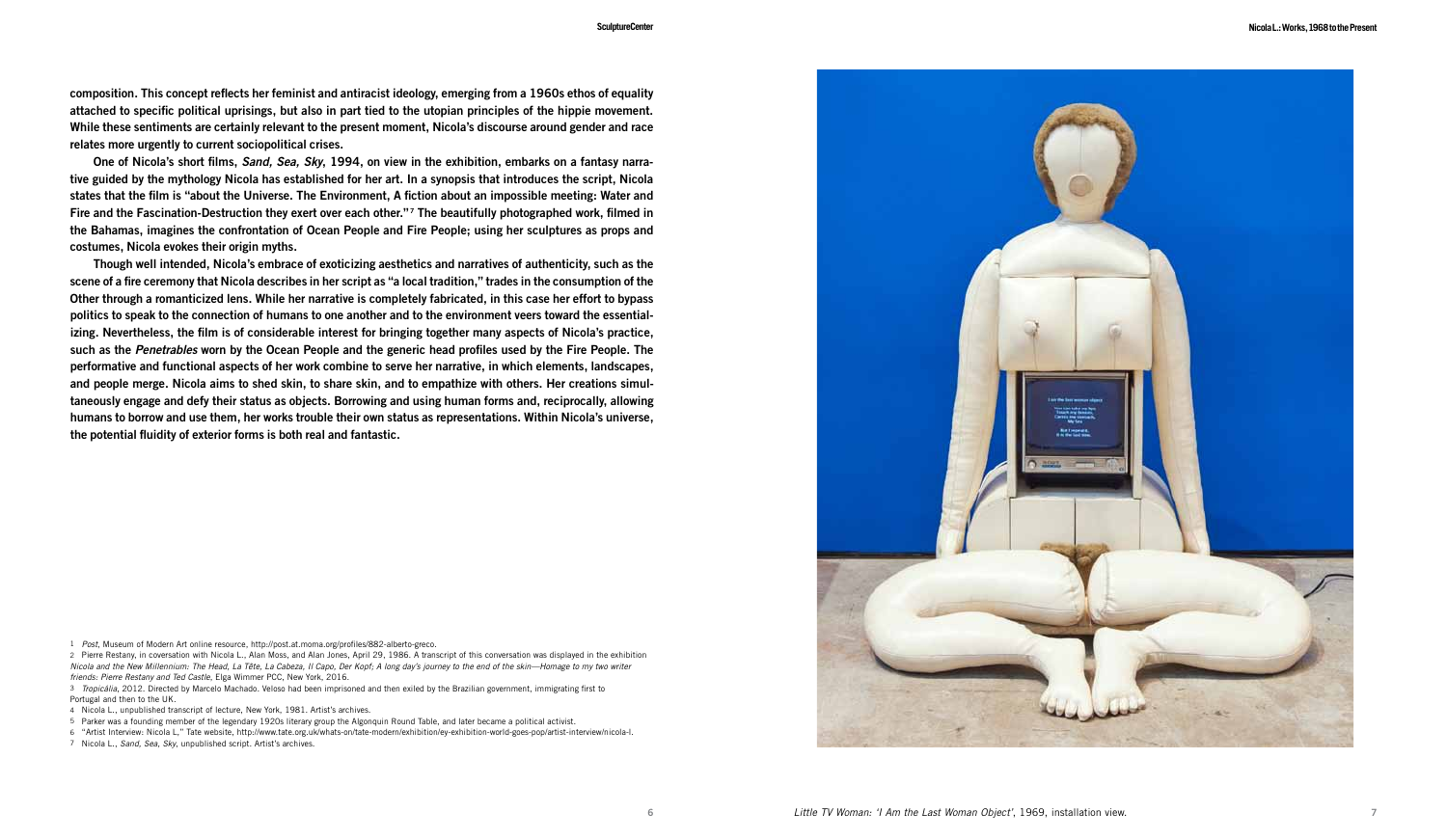composition. This concept reflects her feminist and antiracist ideology, emerging from a 1960s ethos of equality attached to specific political uprisings, but also in part tied to the utopian principles of the hippie movement. While these sentiments are certainly relevant to the present moment, Nicola's discourse around gender and race relates more urgently to current sociopolitical crises.

One of Nicola's short films, *Sand, Sea, Sky*, 1994, on view in the exhibition, embarks on a fantasy narrative guided by the mythology Nicola has established for her art. In a synopsis that introduces the script, Nicola states that the film is "about the Universe. The Environment, A fiction about an impossible meeting: Water and Fire and the Fascination-Destruction they exert over each other."[7] The beautifully photographed work, filmed in the Bahamas, imagines the confrontation of Ocean People and Fire People; using her sculptures as props and costumes, Nicola evokes their origin myths.

Though well intended, Nicola's embrace of exoticizing aesthetics and narratives of authenticity, such as the scene of a fire ceremony that Nicola describes in her script as "a local tradition," trades in the consumption of the Other through a romanticized lens. While her narrative is completely fabricated, in this case her effort to bypass politics to speak to the connection of humans to one another and to the environment veers toward the essentializing. Nevertheless, the film is of considerable interest for bringing together many aspects of Nicola's practice, such as the *Penetrables* worn by the Ocean People and the generic head profiles used by the Fire People. The performative and functional aspects of her work combine to serve her narrative, in which elements, landscapes, and people merge. Nicola aims to shed skin, to share skin, and to empathize with others. Her creations simultaneously engage and defy their status as objects. Borrowing and using human forms and, reciprocally, allowing humans to borrow and use them, her works trouble their own status as representations. Within Nicola's universe, the potential fluidity of exterior forms is both real and fantastic.

1 *Post*, Museum of Modern Art online resource, http://post.at.moma.org/profiles/882-alberto-greco.

2 Pierre Restany, in coversation with Nicola L., Alan Moss, and Alan Jones, April 29, 1986. A transcript of this conversation was displayed in the exhibition *Nicola and the New Millennium: The Head, La Tête, La Cabeza, Il Capo, Der Kopf; A long day's journey to the end of the skin—Homage to my two writer friends: Pierre Restany and Ted Castle*, Elga Wimmer PCC, New York, 2016.

3 *Tropicália*, 2012. Directed by Marcelo Machado. Veloso had been imprisoned and then exiled by the Brazilian government, immigrating first to Portugal and then to the UK.

4 Nicola L., unpublished transcript of lecture, New York, 1981. Artist's archives.

5 Parker was a founding member of the legendary 1920s literary group the Algonquin Round Table, and later became a political activist.

6 "Artist Interview: Nicola L," Tate website, http://www.tate.org.uk/whats-on/tate-modern/exhibition/ey-exhibition-world-goes-pop/artist-interview/nicola-l.

7 Nicola L., *Sand, Sea, Sky*, unpublished script. Artist's archives.

*Little TV Woman: 'I Am the Last Woman Object'*, 1969, installation view.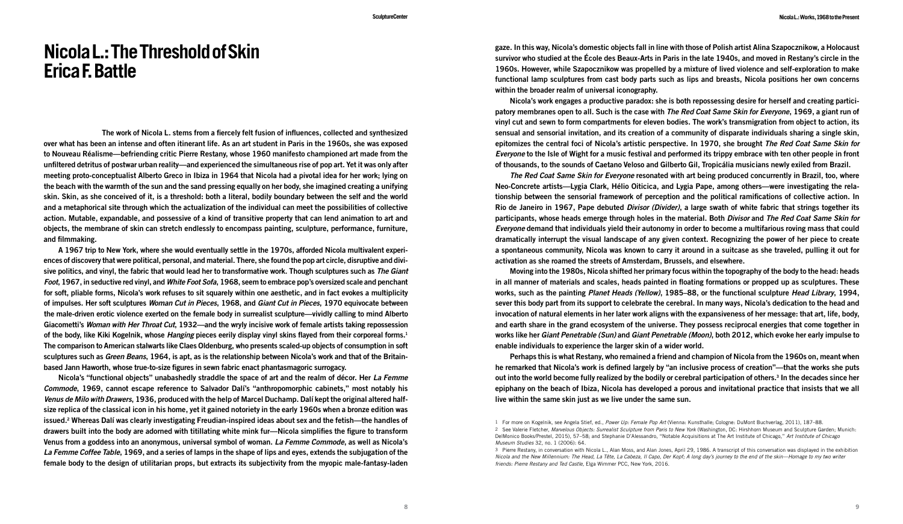# Nicola L.: The Threshold of Skin
# Erica F. Battle

The work of Nicola L. stems from a fiercely felt fusion of influences, collected and synthesized over what has been an intense and often itinerant life. As an art student in Paris in the 1960s, she was exposed to Nouveau Réalisme—befriending critic Pierre Restany, whose 1960 manifesto championed art made from the unfiltered detritus of postwar urban reality—and experienced the simultaneous rise of pop art. Yet it was only after meeting proto-conceptualist Alberto Greco in Ibiza in 1964 that Nicola had a pivotal idea for her work; lying on the beach with the warmth of the sun and the sand pressing equally on her body, she imagined creating a unifying skin. Skin, as she conceived of it, is a threshold: both a literal, bodily boundary between the self and the world and a metaphorical site through which the actualization of the individual can meet the possibilities of collective action. Mutable, expandable, and possessive of a kind of transitive property that can lend animation to art and objects, the membrane of skin can stretch endlessly to encompass painting, sculpture, performance, furniture, and filmmaking.

A 1967 trip to New York, where she would eventually settle in the 1970s, afforded Nicola multivalent experiences of discovery that were political, personal, and material. There, she found the pop art circle, disruptive and divisive politics, and vinyl, the fabric that would lead her to transformative work. Though sculptures such as *The Giant Foot*, 1967, in seductive red vinyl, and *White Foot Sofa*, 1968, seem to embrace pop's oversized scale and penchant for soft, pliable forms, Nicola's work refuses to sit squarely within one aesthetic, and in fact evokes a multiplicity of impulses. Her soft sculptures *Woman Cut in Pieces*, 1968, and *Giant Cut in Pieces*, 1970 equivocate between the male-driven erotic violence exerted on the female body in surrealist sculpture—vividly calling to mind Alberto Giacometti's *Woman with Her Throat Cut*, 1932—and the wryly incisive work of female artists taking repossession of the body, like Kiki Kogelnik, whose *Hanging* pieces eerily display vinyl skins flayed from their corporeal forms.[1] The comparison to American stalwarts like Claes Oldenburg, who presents scaled-up objects of consumption in soft sculptures such as *Green Beans*, 1964, is apt, as is the relationship between Nicola's work and that of the Britain-based Jann Haworth, whose true-to-size figures in sewn fabric enact phantasmagoric surrogacy.

Nicola's "functional objects" unabashedly straddle the space of art and the realm of décor. Her *La Femme Commode*, 1969, cannot escape reference to Salvador Dalí's "anthropomorphic cabinets," most notably his *Venus de Milo with Drawers*, 1936, produced with the help of Marcel Duchamp. Dalí kept the original altered half-size replica of the classical icon in his home, yet it gained notoriety in the early 1960s when a bronze edition was issued.[2] Whereas Dalí was clearly investigating Freudian-inspired ideas about sex and the fetish—the handles of drawers built into the body are adorned with titillating white mink fur—Nicola simplifies the figure to transform Venus from a goddess into an anonymous, universal symbol of woman. *La Femme Commode*, as well as Nicola's *La Femme Coffee Table*, 1969, and a series of lamps in the shape of lips and eyes, extends the subjugation of the female body to the design of utilitarian props, but extracts its subjectivity from the myopic male-fantasy-laden gaze. In this way, Nicola's domestic objects fall in line with those of Polish artist Alina Szapocznikow, a Holocaust survivor who studied at the École des Beaux-Arts in Paris in the late 1940s, and moved in Restany's circle in the 1960s. However, while Szapocznikow was propelled by a mixture of lived violence and self-exploration to make functional lamp sculptures from cast body parts such as lips and breasts, Nicola positions her own concerns within the broader realm of universal iconography.

Nicola's work engages a productive paradox: she is both repossessing desire for herself and creating participatory membranes open to all. Such is the case with *The Red Coat Same Skin for Everyone*, 1969, a giant run of vinyl cut and sewn to form compartments for eleven bodies. The work's transmigration from object to action, its sensual and sensorial invitation, and its creation of a community of disparate individuals sharing a single skin, epitomizes the central foci of Nicola's artistic perspective. In 1970, she brought *The Red Coat Same Skin for Everyone* to the Isle of Wight for a music festival and performed its trippy embrace with ten other people in front of thousands, to the sounds of Caetano Veloso and Gilberto Gil, Tropicália musicians newly exiled from Brazil.

*The Red Coat Same Skin for Everyone* resonated with art being produced concurrently in Brazil, too, where Neo-Concrete artists—Lygia Clark, Hélio Oiticica, and Lygia Pape, among others—were investigating the relationship between the sensorial framework of perception and the political ramifications of collective action. In Rio de Janeiro in 1967, Pape debuted *Divisor (Divider)*, a large swath of white fabric that strings together its participants, whose heads emerge through holes in the material. Both *Divisor* and *The Red Coat Same Skin for Everyone* demand that individuals yield their autonomy in order to become a multifarious roving mass that could dramatically interrupt the visual landscape of any given context. Recognizing the power of her piece to create a spontaneous community, Nicola was known to carry it around in a suitcase as she traveled, pulling it out for activation as she roamed the streets of Amsterdam, Brussels, and elsewhere.

Moving into the 1980s, Nicola shifted her primary focus within the topography of the body to the head: heads in all manner of materials and scales, heads painted in floating formations or propped up as sculptures. These works, such as the painting *Planet Heads (Yellow)*, 1985–88, or the functional sculpture *Head Library*, 1994, sever this body part from its support to celebrate the cerebral. In many ways, Nicola's dedication to the head and invocation of natural elements in her later work aligns with the expansiveness of her message: that art, life, body, and earth share in the grand ecosystem of the universe. They possess reciprocal energies that come together in works like her *Giant Penetrable (Sun)* and *Giant Penetrable (Moon)*, both 2012, which evoke her early impulse to enable individuals to experience the larger skin of a wider world.

Perhaps this is what Restany, who remained a friend and champion of Nicola from the 1960s on, meant when he remarked that Nicola's work is defined largely by "an inclusive process of creation"—that the works she puts out into the world become fully realized by the bodily or cerebral participation of others.[3] In the decades since her epiphany on the beach of Ibiza, Nicola has developed a porous and invitational practice that insists that we all live within the same skin just as we live under the same sun.

1 For more on Kogelnik, see Angela Stief, ed., *Power Up: Female Pop Art* (Vienna: Kunsthalle; Cologne: DuMont Buchverlag, 2011), 187–88.

2 See Valerie Fletcher, *Marvelous Objects: Surrealist Sculpture from Paris to New York* (Washington, DC: Hirshhorn Museum and Sculpture Garden; Munich: DelMonico Books/Prestel, 2015), 57–58; and Stephanie D'Alessandro, "Notable Acquisitions at The Art Institute of Chicago," *Art Institute of Chicago Museum Studies* 32, no. 1 (2006): 64.

3 Pierre Restany, in conversation with Nicola L., Alan Moss, and Alan Jones, April 29, 1986. A transcript of this conversation was displayed in the exhibition *Nicola and the New Millennium: The Head, La Tête, La Cabeza, Il Capo, Der Kopf; A long day's journey to the end of the skin—Homage to my two writer friends: Pierre Restany and Ted Castle*, Elga Wimmer PCC, New York, 2016.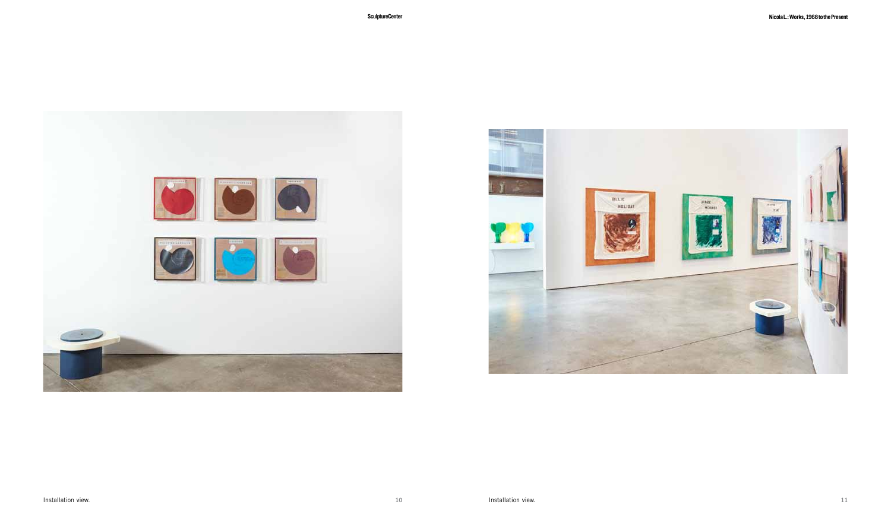Installation view.

Installation view.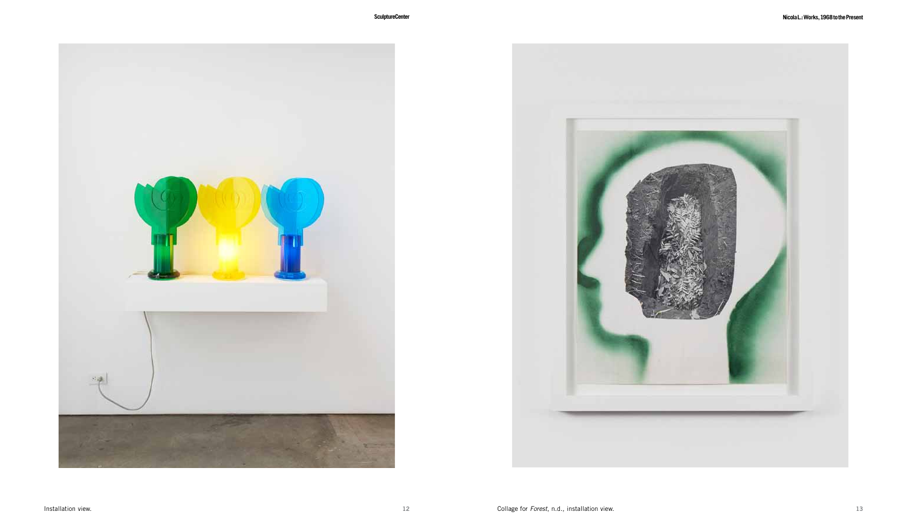Installation view.

Collage for *Forest*, n.d., installation view.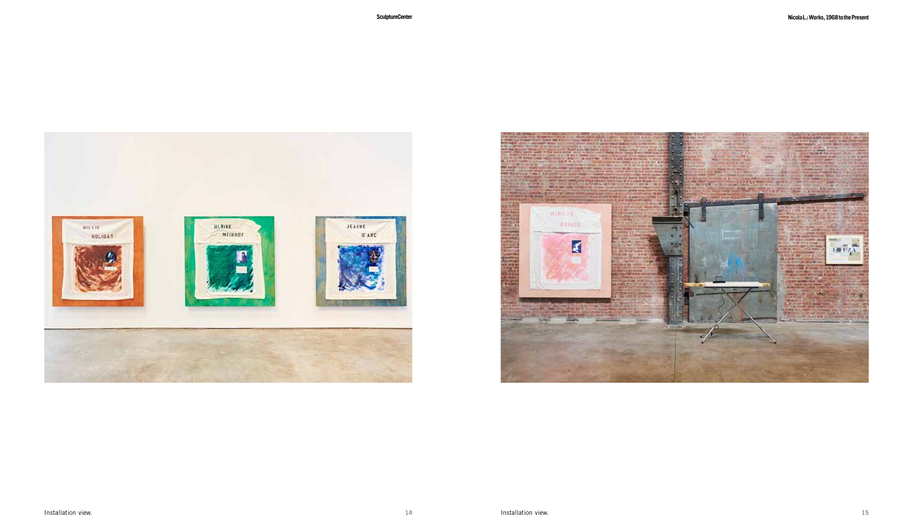Installation view.

Installation view.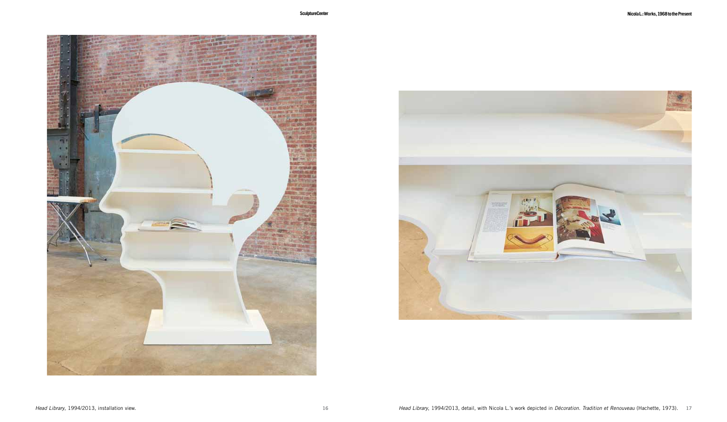*Head Library*, 1994/2013, installation view.

*Head Library*, 1994/2013, detail, with Nicola L.'s work depicted in *Décoration. Tradition et Renouveau* (Hachette, 1973).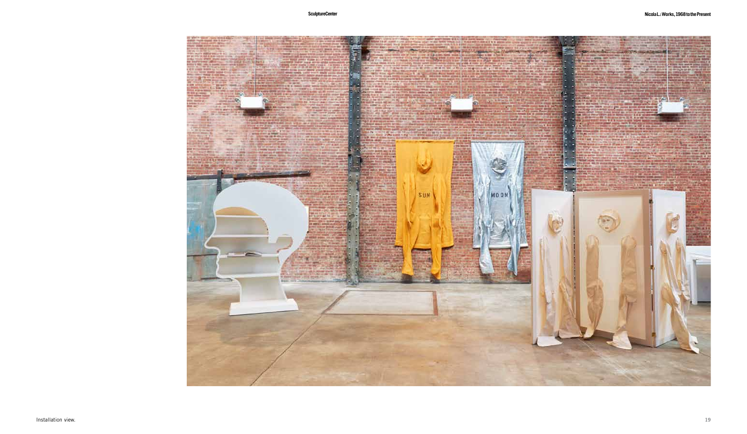Installation view.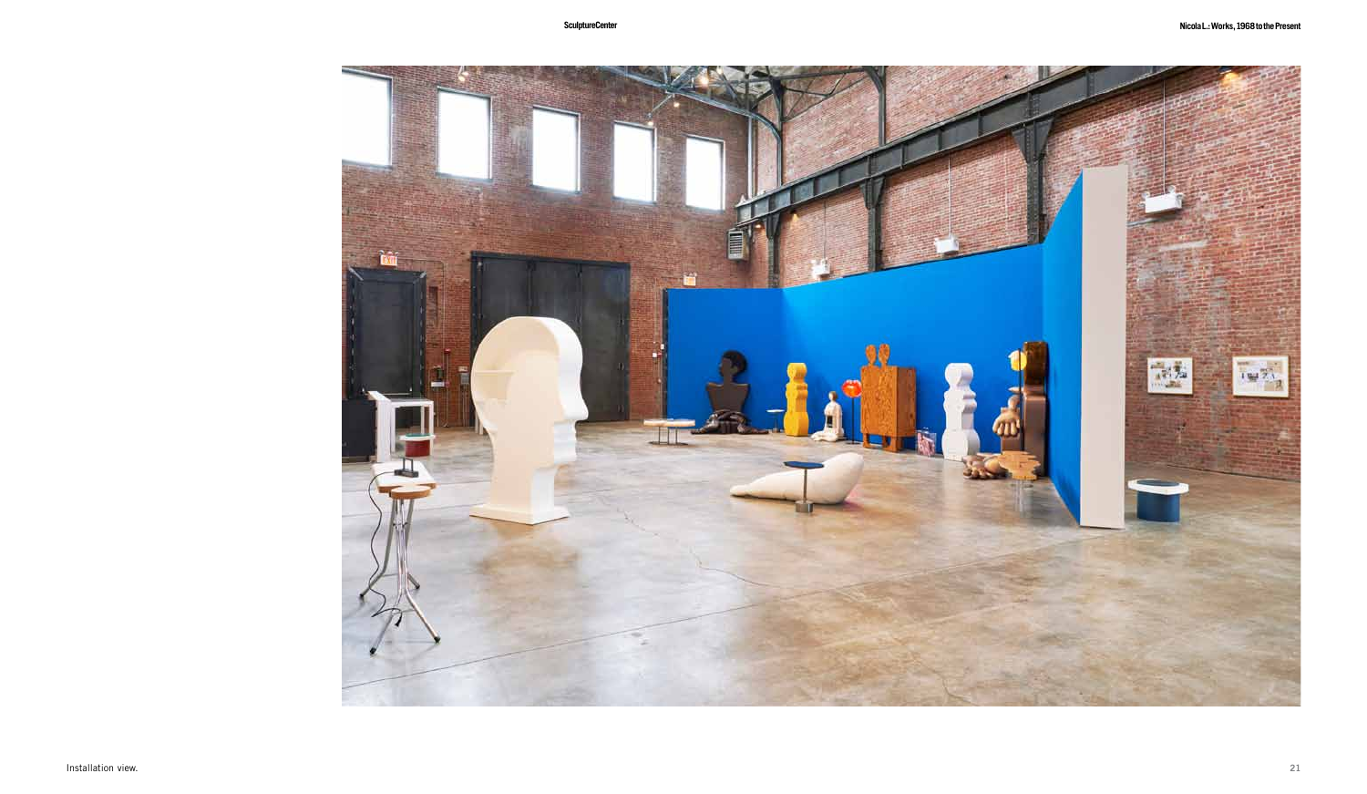Installation view.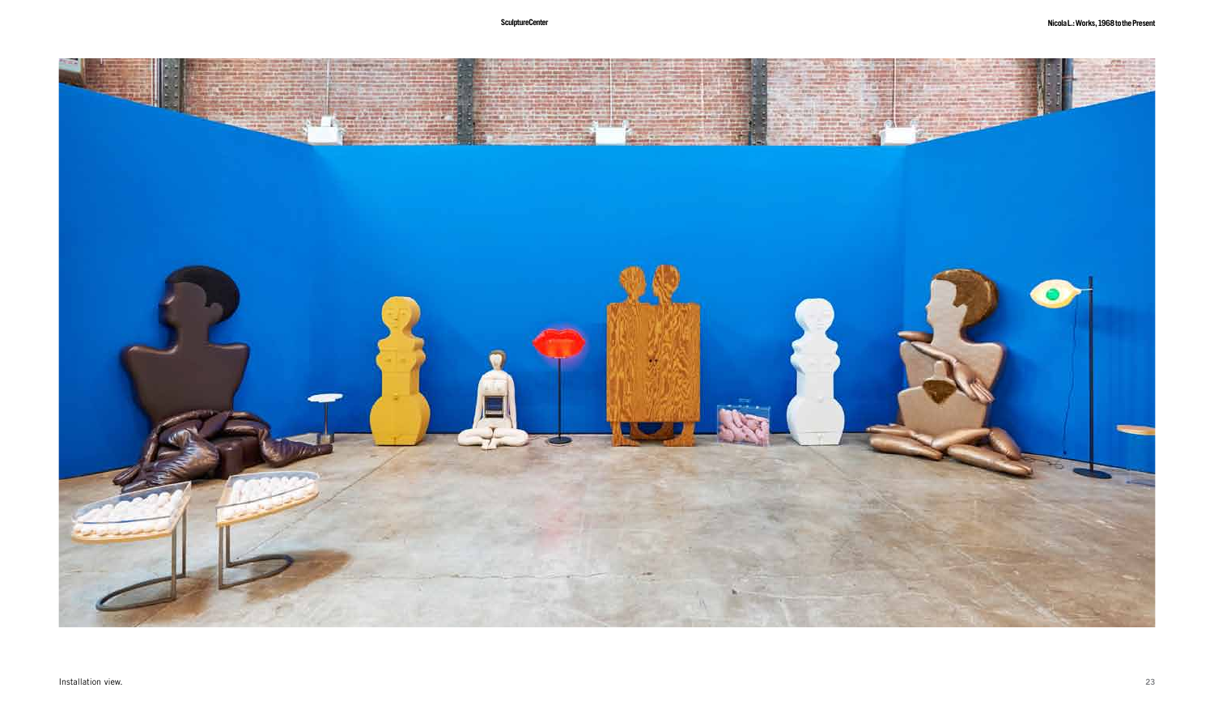Installation view.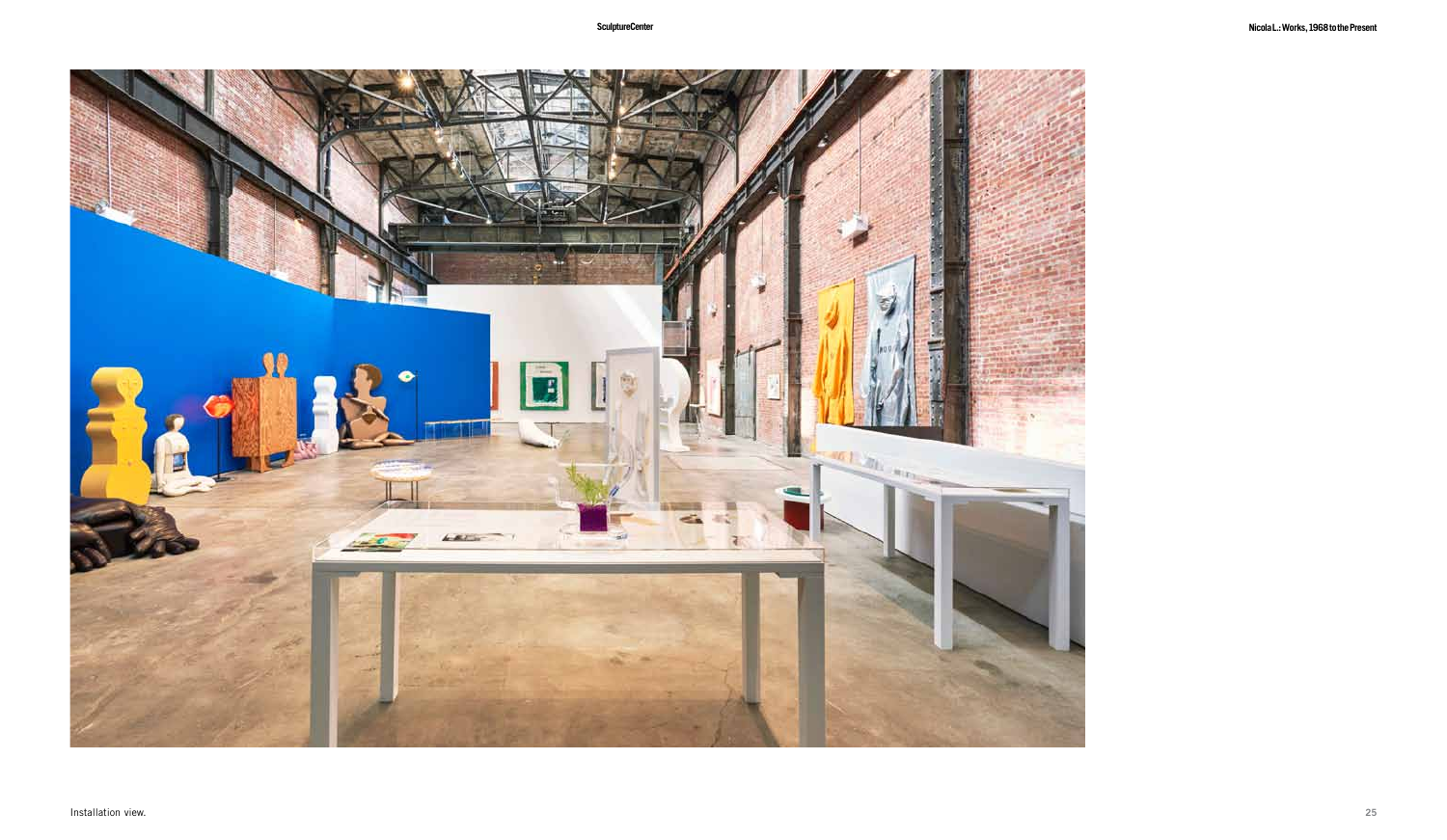Installation view.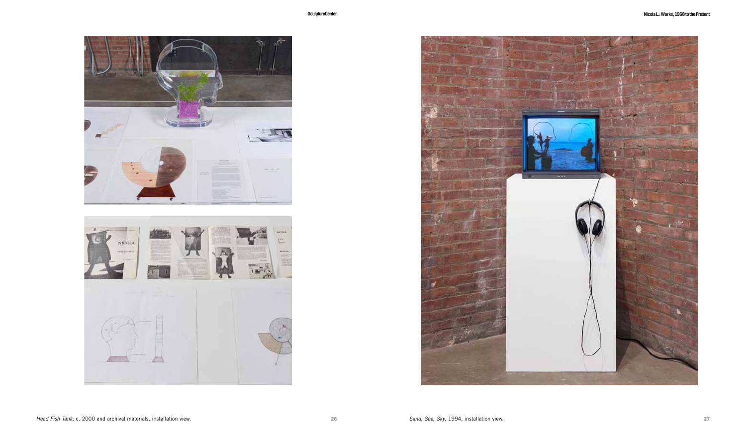*Head Fish Tank*, c. 2000 and archival materials, installation view.

*Sand, Sea, Sky*, 1994, installation view.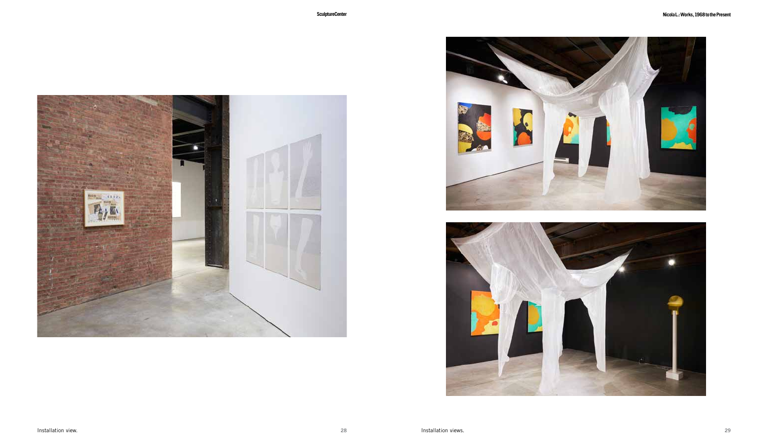Installation view.

Installation views.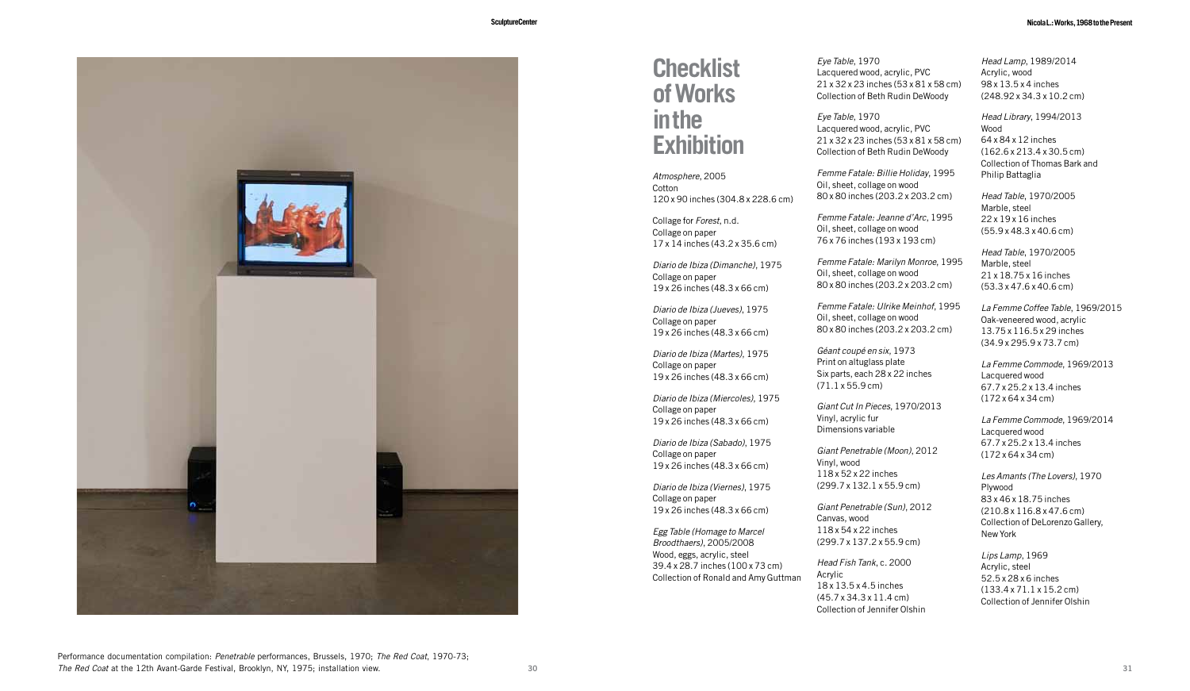Performance documentation compilation: *Penetrable* performances, Brussels, 1970; *The Red Coat*, 1970-73; *The Red Coat* at the 12th Avant-Garde Festival, Brooklyn, NY, 1975; installation view.

# Checklist of Works in the Exhibition

*Atmosphere*, 2005
Cotton
120 x 90 inches (304.8 x 228.6 cm)

Collage for *Forest*, n.d.
Collage on paper
17 x 14 inches (43.2 x 35.6 cm)

*Diario de Ibiza (Dimanche)*, 1975
Collage on paper
19 x 26 inches (48.3 x 66 cm)

*Diario de Ibiza (Jueves)*, 1975
Collage on paper
19 x 26 inches (48.3 x 66 cm)

*Diario de Ibiza (Martes)*, 1975
Collage on paper
19 x 26 inches (48.3 x 66 cm)

*Diario de Ibiza (Miercoles)*, 1975
Collage on paper
19 x 26 inches (48.3 x 66 cm)

*Diario de Ibiza (Sabado)*, 1975
Collage on paper
19 x 26 inches (48.3 x 66 cm)

*Diario de Ibiza (Viernes)*, 1975
Collage on paper
19 x 26 inches (48.3 x 66 cm)

*Egg Table (Homage to Marcel Broodthaers)*, 2005/2008
Wood, eggs, acrylic, steel
39.4 x 28.7 inches (100 x 73 cm)
Collection of Ronald and Amy Guttman

*Eye Table*, 1970
Lacquered wood, acrylic, PVC
21 x 32 x 23 inches (53 x 81 x 58 cm)
Collection of Beth Rudin DeWoody

*Eye Table*, 1970
Lacquered wood, acrylic, PVC
21 x 32 x 23 inches (53 x 81 x 58 cm)
Collection of Beth Rudin DeWoody

*Femme Fatale: Billie Holiday*, 1995
Oil, sheet, collage on wood
80 x 80 inches (203.2 x 203.2 cm)

*Femme Fatale: Jeanne d'Arc*, 1995
Oil, sheet, collage on wood
76 x 76 inches (193 x 193 cm)

*Femme Fatale: Marilyn Monroe*, 1995
Oil, sheet, collage on wood
80 x 80 inches (203.2 x 203.2 cm)

*Femme Fatale: Ulrike Meinhof*, 1995
Oil, sheet, collage on wood
80 x 80 inches (203.2 x 203.2 cm)

*Géant coupé en six*, 1973
Print on altuglass plate
Six parts, each 28 x 22 inches (71.1 x 55.9 cm)

*Giant Cut In Pieces*, 1970/2013
Vinyl, acrylic fur
Dimensions variable

*Giant Penetrable (Moon)*, 2012
Vinyl, wood
118 x 52 x 22 inches
(299.7 x 132.1 x 55.9 cm)

*Giant Penetrable (Sun)*, 2012
Canvas, wood
118 x 54 x 22 inches
(299.7 x 137.2 x 55.9 cm)

*Head Fish Tank*, c. 2000
Acrylic
18 x 13.5 x 4.5 inches
(45.7 x 34.3 x 11.4 cm)
Collection of Jennifer Olshin

*Head Lamp*, 1989/2014
Acrylic, wood
98 x 13.5 x 4 inches
(248.92 x 34.3 x 10.2 cm)

*Head Library*, 1994/2013
Wood
64 x 84 x 12 inches
(162.6 x 213.4 x 30.5 cm)
Collection of Thomas Bark and Philip Battaglia

*Head Table*, 1970/2005
Marble, steel
22 x 19 x 16 inches
(55.9 x 48.3 x 40.6 cm)

*Head Table*, 1970/2005
Marble, steel
21 x 18.75 x 16 inches
(53.3 x 47.6 x 40.6 cm)

*La Femme Coffee Table*, 1969/2015
Oak-veneered wood, acrylic
13.75 x 116.5 x 29 inches
(34.9 x 295.9 x 73.7 cm)

*La Femme Commode*, 1969/2013
Lacquered wood
67.7 x 25.2 x 13.4 inches
(172 x 64 x 34 cm)

*La Femme Commode*, 1969/2014
Lacquered wood
67.7 x 25.2 x 13.4 inches
(172 x 64 x 34 cm)

*Les Amants (The Lovers)*, 1970
Plywood
83 x 46 x 18.75 inches
(210.8 x 116.8 x 47.6 cm)
Collection of DeLorenzo Gallery, New York

*Lips Lamp*, 1969
Acrylic, steel
52.5 x 28 x 6 inches
(133.4 x 71.1 x 15.2 cm)
Collection of Jennifer Olshin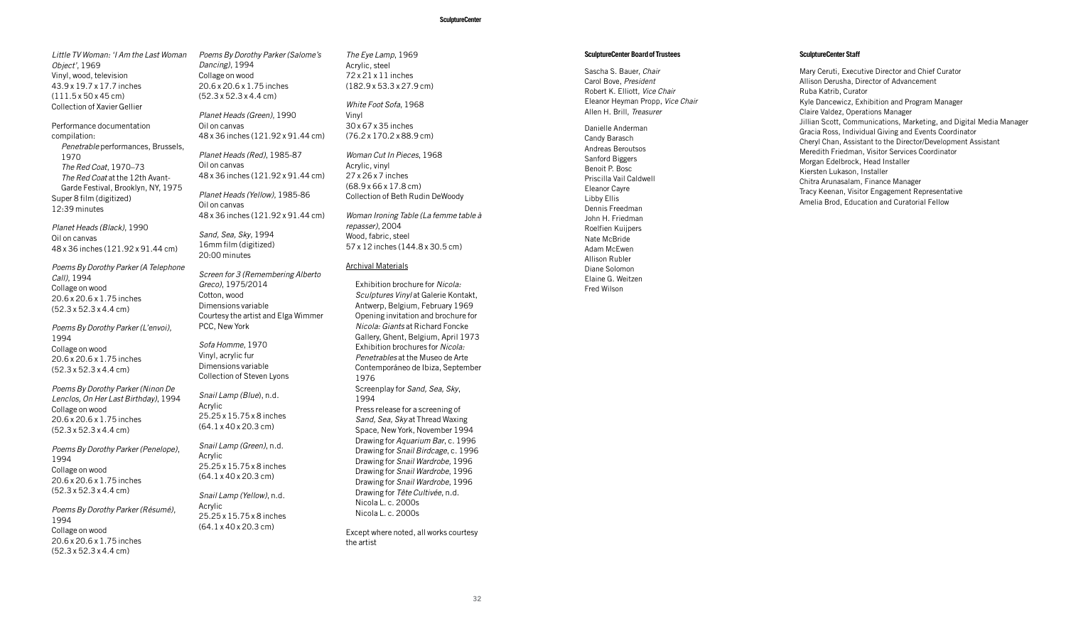*Little TV Woman: 'I Am the Last Woman Object'*, 1969
Vinyl, wood, television
43.9 x 19.7 x 17.7 inches
(111.5 x 50 x 45 cm)
Collection of Xavier Gellier

Performance documentation compilation:
*Penetrable* performances, Brussels, 1970
*The Red Coat*, 1970–73
*The Red Coat* at the 12th Avant-Garde Festival, Brooklyn, NY, 1975
Super 8 film (digitized)
12:39 minutes

*Planet Heads (Black)*, 1990
Oil on canvas
48 x 36 inches (121.92 x 91.44 cm)

*Poems By Dorothy Parker (A Telephone Call)*, 1994
Collage on wood
20.6 x 20.6 x 1.75 inches
(52.3 x 52.3 x 4.4 cm)

*Poems By Dorothy Parker (L'envoi)*, 1994
Collage on wood
20.6 x 20.6 x 1.75 inches
(52.3 x 52.3 x 4.4 cm)

*Poems By Dorothy Parker (Ninon De Lenclos, On Her Last Birthday)*, 1994
Collage on wood
20.6 x 20.6 x 1.75 inches
(52.3 x 52.3 x 4.4 cm)

*Poems By Dorothy Parker (Penelope)*, 1994
Collage on wood
20.6 x 20.6 x 1.75 inches
(52.3 x 52.3 x 4.4 cm)

*Poems By Dorothy Parker (Résumé)*, 1994
Collage on wood
20.6 x 20.6 x 1.75 inches
(52.3 x 52.3 x 4.4 cm)

*Poems By Dorothy Parker (Salome's Dancing)*, 1994
Collage on wood
20.6 x 20.6 x 1.75 inches
(52.3 x 52.3 x 4.4 cm)

*Planet Heads (Green)*, 1990
Oil on canvas
48 x 36 inches (121.92 x 91.44 cm)

*Planet Heads (Red)*, 1985-87
Oil on canvas
48 x 36 inches (121.92 x 91.44 cm)

*Planet Heads (Yellow)*, 1985-86
Oil on canvas
48 x 36 inches (121.92 x 91.44 cm)

*Sand, Sea, Sky*, 1994
16mm film (digitized)
20:00 minutes

*Screen for 3 (Remembering Alberto Greco)*, 1975/2014
Cotton, wood
Dimensions variable
Courtesy the artist and Elga Wimmer PCC, New York

*Sofa Homme*, 1970
Vinyl, acrylic fur
Dimensions variable
Collection of Steven Lyons

*Snail Lamp (Blue)*, n.d.
Acrylic
25.25 x 15.75 x 8 inches
(64.1 x 40 x 20.3 cm)

*Snail Lamp (Green)*, n.d.
Acrylic
25.25 x 15.75 x 8 inches
(64.1 x 40 x 20.3 cm)

*Snail Lamp (Yellow)*, n.d.
Acrylic
25.25 x 15.75 x 8 inches
(64.1 x 40 x 20.3 cm)

*The Eye Lamp*, 1969
Acrylic, steel
72 x 21 x 11 inches
(182.9 x 53.3 x 27.9 cm)

*White Foot Sofa*, 1968
Vinyl
30 x 67 x 35 inches
(76.2 x 170.2 x 88.9 cm)

*Woman Cut In Pieces*, 1968
Acrylic, vinyl
27 x 26 x 7 inches
(68.9 x 66 x 17.8 cm)
Collection of Beth Rudin DeWoody

*Woman Ironing Table (La femme table à repasser)*, 2004
Wood, fabric, steel
57 x 12 inches (144.8 x 30.5 cm)

Archival Materials

Exhibition brochure for *Nicola: Sculptures Vinyl* at Galerie Kontakt, Antwerp, Belgium, February 1969
Opening invitation and brochure for *Nicola: Giants* at Richard Foncke Gallery, Ghent, Belgium, April 1973
Exhibition brochures for *Nicola: Penetrables* at the Museo de Arte Contemporáneo de Ibiza, September 1976
Screenplay for *Sand, Sea, Sky*, 1994
Press release for a screening of *Sand, Sea, Sky* at Thread Waxing Space, New York, November 1994
Drawing for *Aquarium Bar*, c. 1996
Drawing for *Snail Birdcage*, c. 1996
Drawing for *Snail Wardrobe*, 1996
Drawing for *Snail Wardrobe*, 1996
Drawing for *Tête Cultivée*, n.d.
Nicola L. c. 2000s
Nicola L. c. 2000s

Except where noted, all works courtesy the artist

**SculptureCenter Board of Trustees**

Sascha S. Bauer, *Chair*
Carol Bove, *President*
Robert K. Elliott, *Vice Chair*
Eleanor Heyman Propp, *Vice Chair*
Allen H. Brill, *Treasurer*

Danielle Anderman
Candy Barasch
Andreas Beroutsos
Sanford Biggers
Benoit P. Bosc
Priscilla Vail Caldwell
Eleanor Cayre
Libby Ellis
Dennis Freedman
John H. Friedman
Roelfien Kuijpers
Nate McBride
Adam McEwen
Allison Rubler
Diane Solomon
Elaine G. Weitzen
Fred Wilson

**SculptureCenter Staff**

Mary Ceruti, Executive Director and Chief Curator
Allison Derusha, Director of Advancement
Ruba Katrib, Curator
Kyle Dancewicz, Exhibition and Program Manager
Claire Valdez, Operations Manager
Jillian Scott, Communications, Marketing, and Digital Media Manager
Gracia Ross, Individual Giving and Events Coordinator
Cheryl Chan, Assistant to the Director/Development Assistant
Meredith Friedman, Visitor Services Coordinator
Morgan Edelbrock, Head Installer
Kiersten Lukason, Installer
Chitra Arunasalam, Finance Manager
Tracy Keenan, Visitor Engagement Representative
Amelia Brod, Education and Curatorial Fellow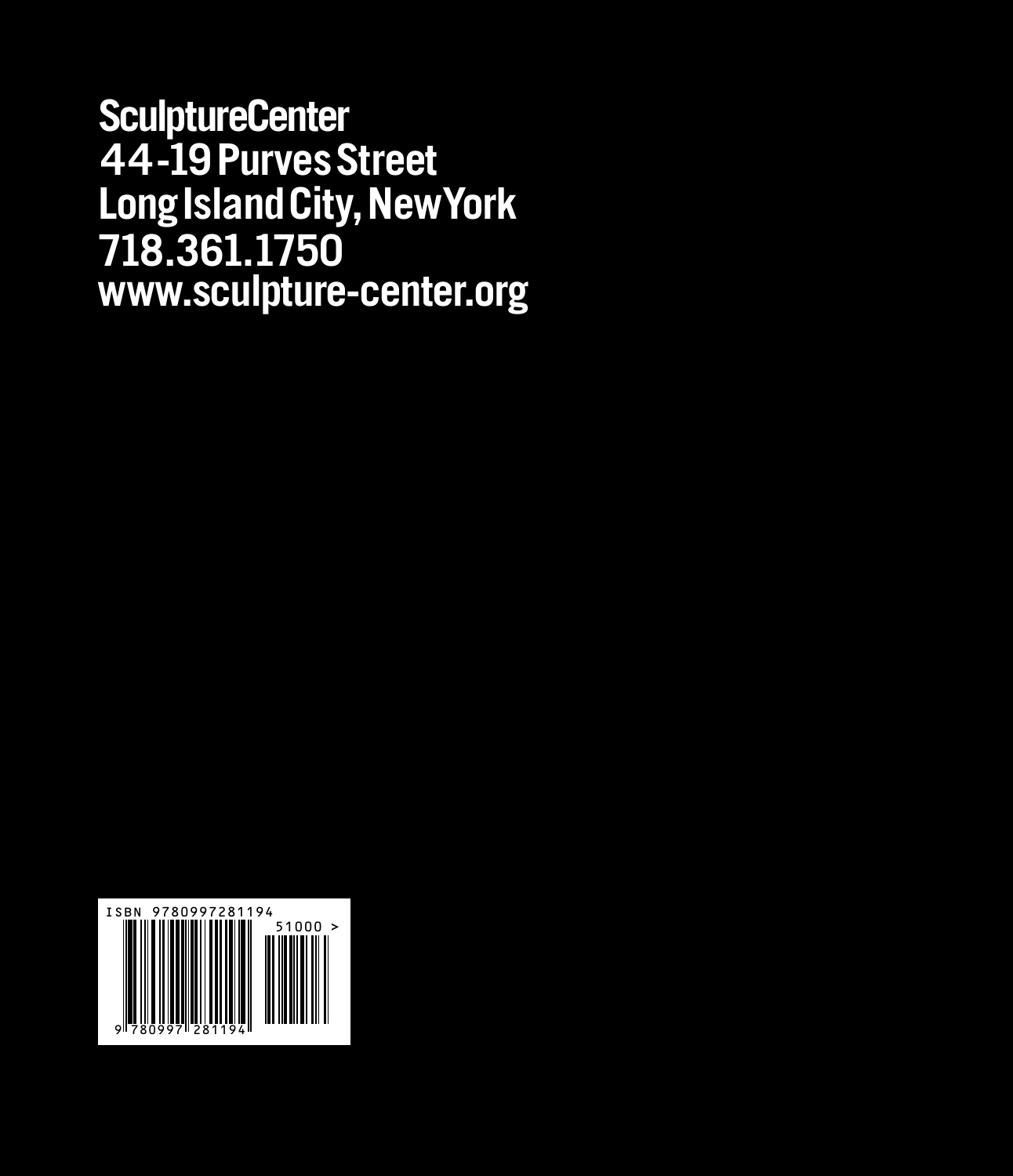**SculptureCenter**
**44-19 Purves Street**
**Long Island City, New York**
**718.361.1750**
**www.sculpture-center.org**

ISBN 9780997281194

51000 >

9 780997 281194